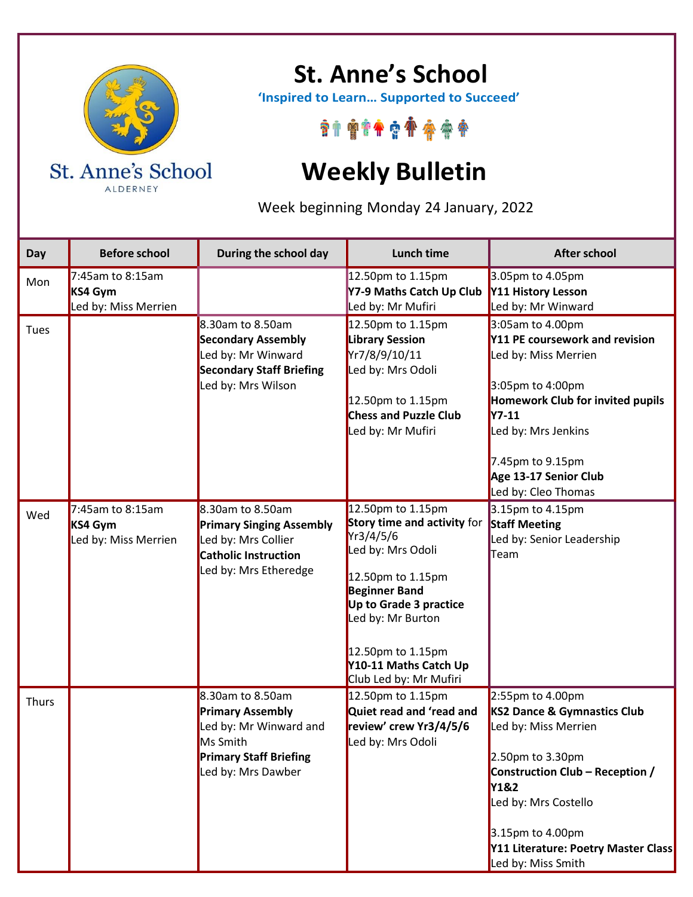# St. Anne's School

**'Inspired to Learn… Supported to Succeed'**

# Weekly Bulletin

Week beginning Monday 24 January, 2022

| Day | Before school | During the school day | Lunch time | After school |
|---|---|---|---|---|
| Mon | 7:45am to 8:15am<br>**KS4 Gym**<br>Led by: Miss Merrien | | 12.50pm to 1.15pm<br>**Y7-9 Maths Catch Up Club**<br>Led by: Mr Mufiri | 3.05pm to 4.05pm<br>**Y11 History Lesson**<br>Led by: Mr Winward |
| Tues | | 8.30am to 8.50am<br>**Secondary Assembly**<br>Led by: Mr Winward<br>**Secondary Staff Briefing**<br>Led by: Mrs Wilson | 12.50pm to 1.15pm<br>**Library Session**<br>Yr7/8/9/10/11<br>Led by: Mrs Odoli<br><br>12.50pm to 1.15pm<br>**Chess and Puzzle Club**<br>Led by: Mr Mufiri | 3:05am to 4.00pm<br>**Y11 PE coursework and revision**<br>Led by: Miss Merrien<br><br>3:05pm to 4:00pm<br>**Homework Club for invited pupils Y7-11**<br>Led by: Mrs Jenkins<br><br>7.45pm to 9.15pm<br>**Age 13-17 Senior Club**<br>Led by: Cleo Thomas |
| Wed | 7:45am to 8:15am<br>**KS4 Gym**<br>Led by: Miss Merrien | 8.30am to 8.50am<br>**Primary Singing Assembly**<br>Led by: Mrs Collier<br>**Catholic Instruction**<br>Led by: Mrs Etheredge | 12.50pm to 1.15pm<br>**Story time and activity** for Yr3/4/5/6<br>Led by: Mrs Odoli<br><br>12.50pm to 1.15pm<br>**Beginner Band**<br>**Up to Grade 3 practice**<br>Led by: Mr Burton<br><br>12.50pm to 1.15pm<br>**Y10-11 Maths Catch Up** Club Led by: Mr Mufiri | 3.15pm to 4.15pm<br>**Staff Meeting**<br>Led by: Senior Leadership Team |
| Thurs | | 8.30am to 8.50am<br>**Primary Assembly**<br>Led by: Mr Winward and Ms Smith<br>**Primary Staff Briefing**<br>Led by: Mrs Dawber | 12.50pm to 1.15pm<br>**Quiet read and 'read and review' crew Yr3/4/5/6**<br>Led by: Mrs Odoli | 2:55pm to 4.00pm<br>**KS2 Dance & Gymnastics Club**<br>Led by: Miss Merrien<br><br>2.50pm to 3.30pm<br>**Construction Club – Reception / Y1&2**<br>Led by: Mrs Costello<br><br>3.15pm to 4.00pm<br>**Y11 Literature: Poetry Master Class**<br>Led by: Miss Smith |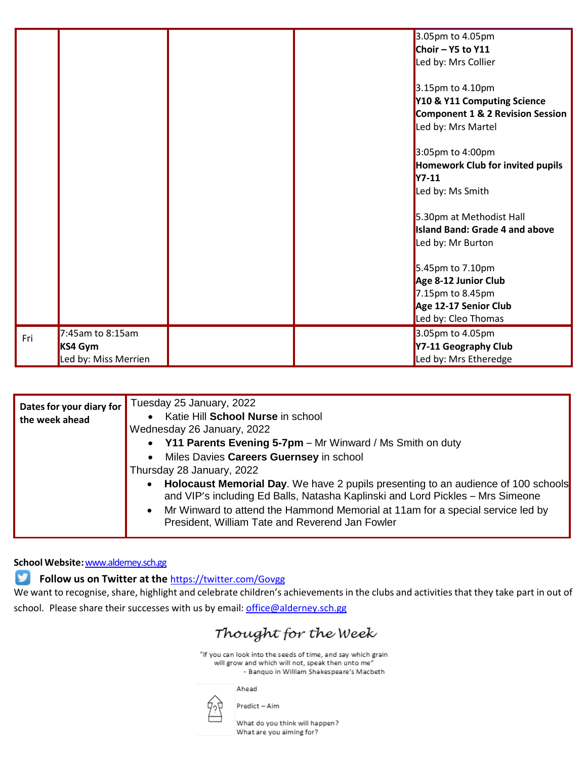| | | | | |
|---|---|---|---|---|
| | | | | 3.05pm to 4.05pm<br>**Choir – Y5 to Y11**<br>Led by: Mrs Collier<br><br>3.15pm to 4.10pm<br>**Y10 & Y11 Computing Science Component 1 & 2 Revision Session**<br>Led by: Mrs Martel<br><br>3:05pm to 4:00pm<br>**Homework Club for invited pupils Y7-11**<br>Led by: Ms Smith<br><br>5.30pm at Methodist Hall<br>**Island Band: Grade 4 and above**<br>Led by: Mr Burton<br><br>5.45pm to 7.10pm<br>**Age 8-12 Junior Club**<br>7.15pm to 8.45pm<br>**Age 12-17 Senior Club**<br>Led by: Cleo Thomas |
| Fri | 7:45am to 8:15am<br>**KS4 Gym**<br>Led by: Miss Merrien | | | 3.05pm to 4.05pm<br>**Y7-11 Geography Club**<br>Led by: Mrs Etheredge |

| | |
|---|---|
| **Dates for your diary for the week ahead** | Tuesday 25 January, 2022<br>• Katie Hill **School Nurse** in school<br>Wednesday 26 January, 2022<br>• **Y11 Parents Evening 5-7pm** – Mr Winward / Ms Smith on duty<br>• Miles Davies **Careers Guernsey** in school<br>Thursday 28 January, 2022<br>• **Holocaust Memorial Day**. We have 2 pupils presenting to an audience of 100 schools and VIP's including Ed Balls, Natasha Kaplinski and Lord Pickles – Mrs Simeone<br>• Mr Winward to attend the Hammond Memorial at 11am for a special service led by President, William Tate and Reverend Jan Fowler |

**School Website:** www.alderney.sch.gg

**Follow us on Twitter at the** https://twitter.com/Govgg

We want to recognise, share, highlight and celebrate children's achievements in the clubs and activities that they take part in out of school. Please share their successes with us by email: office@alderney.sch.gg

## Thought for the Week

"If you can look into the seeds of time, and say which grain will grow and which will not, speak then unto me"
- Banquo in William Shakespeare's Macbeth

Ahead

Predict – Aim

What do you think will happen?
What are you aiming for?